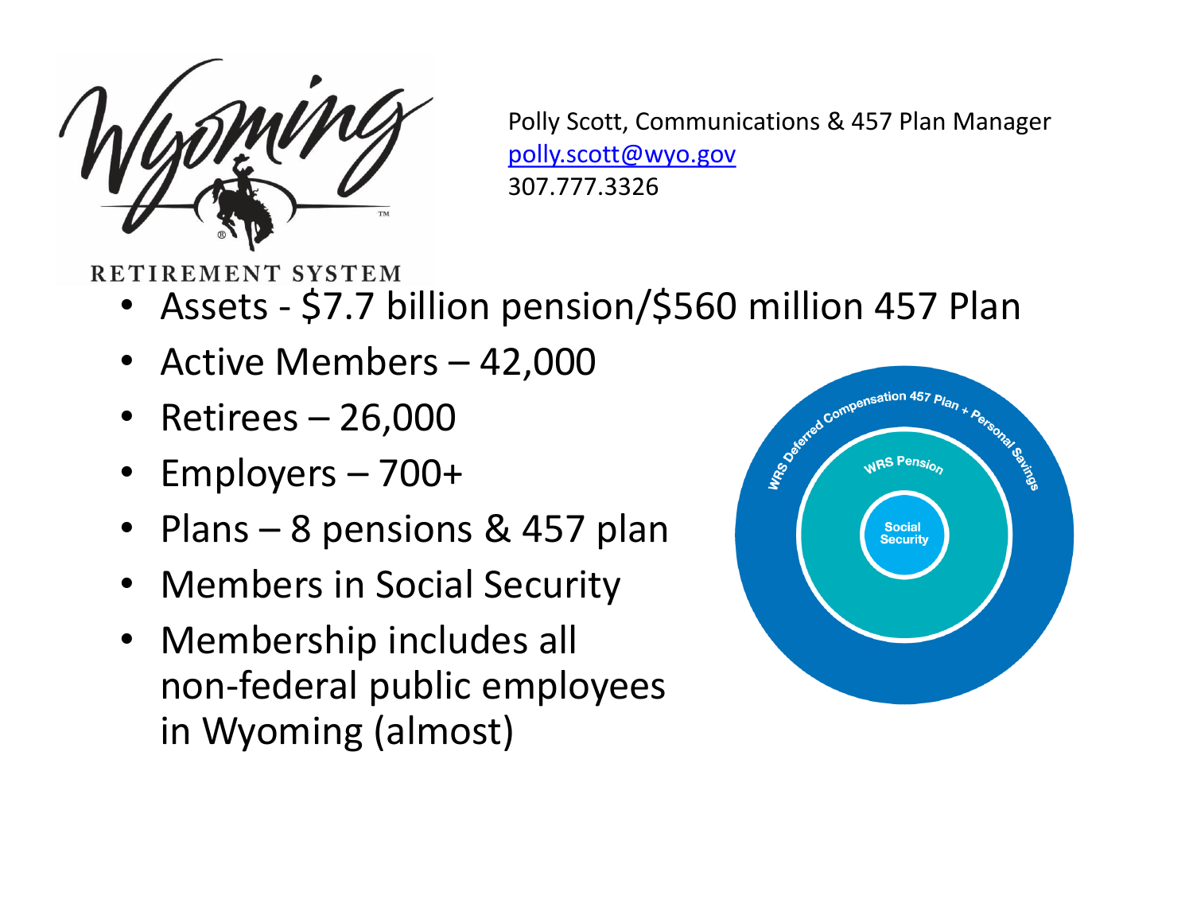Wyoming

RETIREMENT SYSTEM

Polly Scott, Communications & 457 Plan Manager
polly.scott@wyo.gov
307.777.3326

- Assets - $7.7 billion pension/$560 million 457 Plan
- Active Members – 42,000
- Retirees – 26,000
- Employers – 700+
- Plans – 8 pensions & 457 plan
- Members in Social Security
- Membership includes all non-federal public employees in Wyoming (almost)

WRS Deferred Compensation 457 Plan + Personal Savings

WRS Pension

Social Security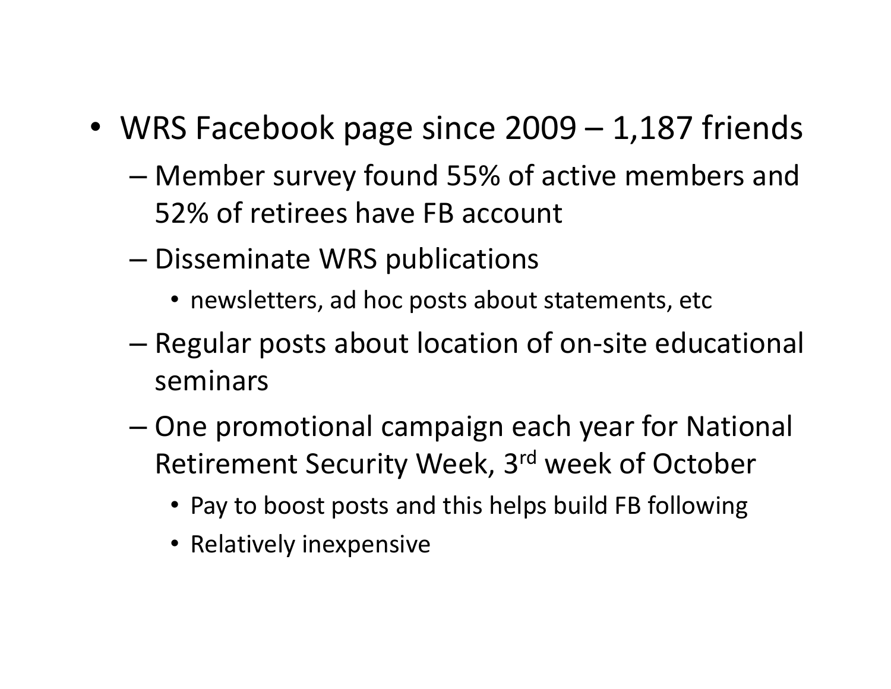- WRS Facebook page since 2009 – 1,187 friends
  - Member survey found 55% of active members and 52% of retirees have FB account
  - Disseminate WRS publications
    - newsletters, ad hoc posts about statements, etc
  - Regular posts about location of on-site educational seminars
  - One promotional campaign each year for National Retirement Security Week, 3rd week of October
    - Pay to boost posts and this helps build FB following
    - Relatively inexpensive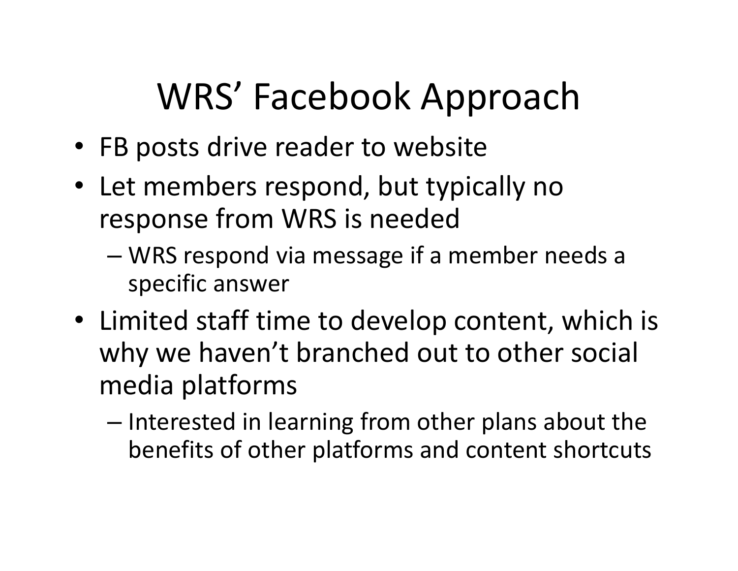# WRS' Facebook Approach

- FB posts drive reader to website
- Let members respond, but typically no response from WRS is needed
  - WRS respond via message if a member needs a specific answer
- Limited staff time to develop content, which is why we haven't branched out to other social media platforms
  - Interested in learning from other plans about the benefits of other platforms and content shortcuts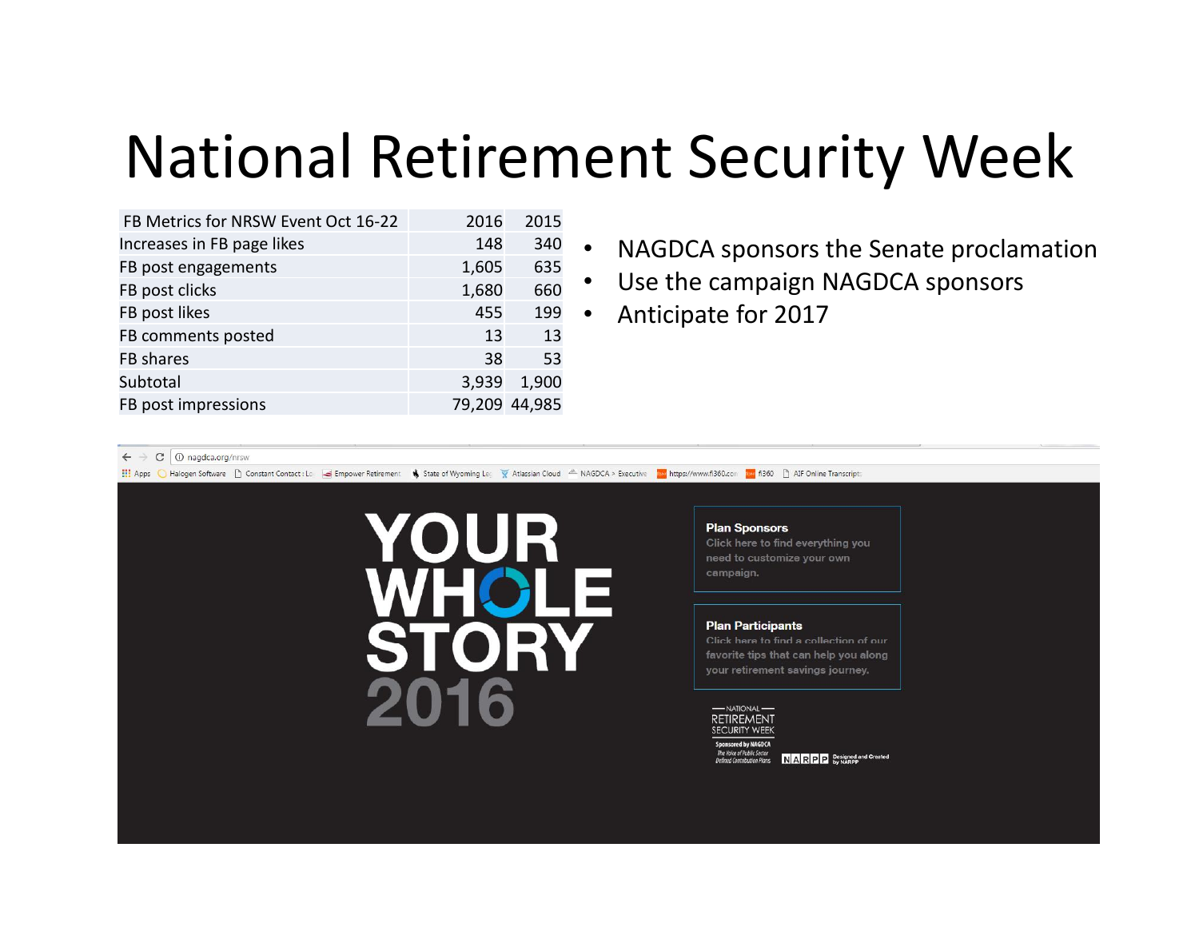# National Retirement Security Week

| FB Metrics for NRSW Event Oct 16-22 | 2016 | 2015 |
|---|---|---|
| Increases in FB page likes | 148 | 340 |
| FB post engagements | 1,605 | 635 |
| FB post clicks | 1,680 | 660 |
| FB post likes | 455 | 199 |
| FB comments posted | 13 | 13 |
| FB shares | 38 | 53 |
| Subtotal | 3,939 | 1,900 |
| FB post impressions | 79,209 | 44,985 |

- NAGDCA sponsors the Senate proclamation
- Use the campaign NAGDCA sponsors
- Anticipate for 2017

nagdca.org/nrsw

**YOUR WHOLE STORY 2016**

**Plan Sponsors**
Click here to find everything you need to customize your own campaign.

**Plan Participants**
Click here to find a collection of our favorite tips that can help you along your retirement savings journey.

NATIONAL RETIREMENT SECURITY WEEK
Sponsored by NAGDCA
The Voice of Public Sector Defined Contribution Plans

NARPP Designed and Created by NARPP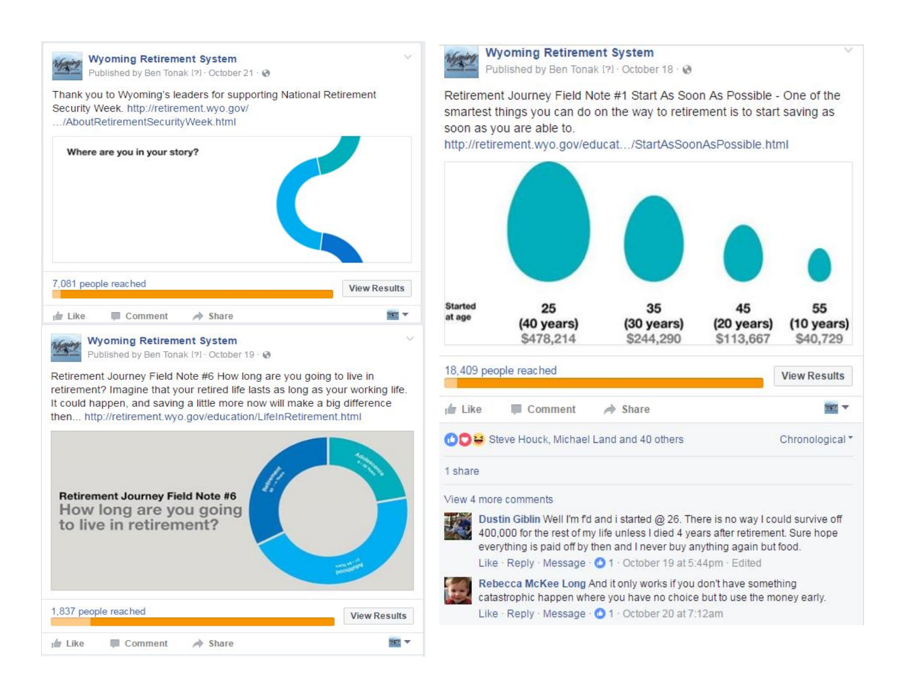**Wyoming Retirement System**
Published by Ben Tonak [?] · October 21

Thank you to Wyoming's leaders for supporting National Retirement Security Week. http://retirement.wyo.gov/…/AboutRetirementSecurityWeek.html

Where are you in your story?

7,081 people reached — View Results

Like · Comment · Share

**Wyoming Retirement System**
Published by Ben Tonak [?] · October 19

Retirement Journey Field Note #6 How long are you going to live in retirement? Imagine that your retired life lasts as long as your working life. It could happen, and saving a little more now will make a big difference then… http://retirement.wyo.gov/education/LifeInRetirement.html

**Retirement Journey Field Note #6**
How long are you going to live in retirement?

1,837 people reached — View Results

Like · Comment · Share

**Wyoming Retirement System**
Published by Ben Tonak [?] · October 18

Retirement Journey Field Note #1 Start As Soon As Possible - One of the smartest things you can do on the way to retirement is to start saving as soon as you are able to. http://retirement.wyo.gov/educat…/StartAsSoonAsPossible.html

| Started at age | 25 (40 years) | 35 (30 years) | 45 (20 years) | 55 (10 years) |
|---|---|---|---|---|
| | $478,214 | $244,290 | $113,667 | $40,729 |

18,409 people reached — View Results

Like · Comment · Share

Steve Houck, Michael Land and 40 others — Chronological

1 share

View 4 more comments

**Dustin Giblin** Well I'm f'd and i started @ 26. There is no way I could survive off 400,000 for the rest of my life unless I died 4 years after retirement. Sure hope everything is paid off by then and I never buy anything again but food.
Like · Reply · Message · 1 · October 19 at 5:44pm · Edited

**Rebecca McKee Long** And it only works if you don't have something catastrophic happen where you have no choice but to use the money early.
Like · Reply · Message · 1 · October 20 at 7:12am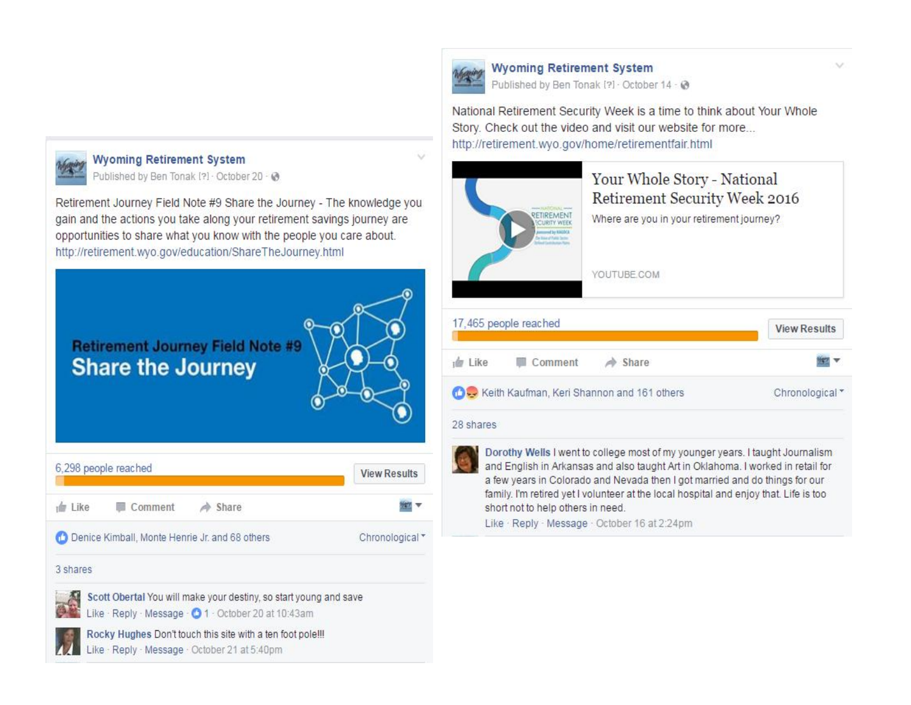**Wyoming Retirement System**
Published by Ben Tonak [?] · October 20

Retirement Journey Field Note #9 Share the Journey - The knowledge you gain and the actions you take along your retirement savings journey are opportunities to share what you know with the people you care about.
http://retirement.wyo.gov/education/ShareTheJourney.html

Retirement Journey Field Note #9
Share the Journey

6,298 people reached

View Results

Like · Comment · Share

Denice Kimball, Monte Henrie Jr. and 68 others

Chronological

3 shares

**Scott Obertal** You will make your destiny, so start young and save
Like · Reply · Message · 1 · October 20 at 10:43am

**Rocky Hughes** Don't touch this site with a ten foot pole!!!
Like · Reply · Message · October 21 at 5:40pm

**Wyoming Retirement System**
Published by Ben Tonak [?] · October 14

National Retirement Security Week is a time to think about Your Whole Story. Check out the video and visit our website for more...
http://retirement.wyo.gov/home/retirementfair.html

Your Whole Story - National Retirement Security Week 2016
Where are you in your retirement journey?
YOUTUBE.COM

17,465 people reached

View Results

Like · Comment · Share

Keith Kaufman, Keri Shannon and 161 others

Chronological

28 shares

**Dorothy Wells** I went to college most of my younger years. I taught Journalism and English in Arkansas and also taught Art in Oklahoma. I worked in retail for a few years in Colorado and Nevada then I got married and do things for our family. I'm retired yet I volunteer at the local hospital and enjoy that. Life is too short not to help others in need.
Like · Reply · Message · October 16 at 2:24pm